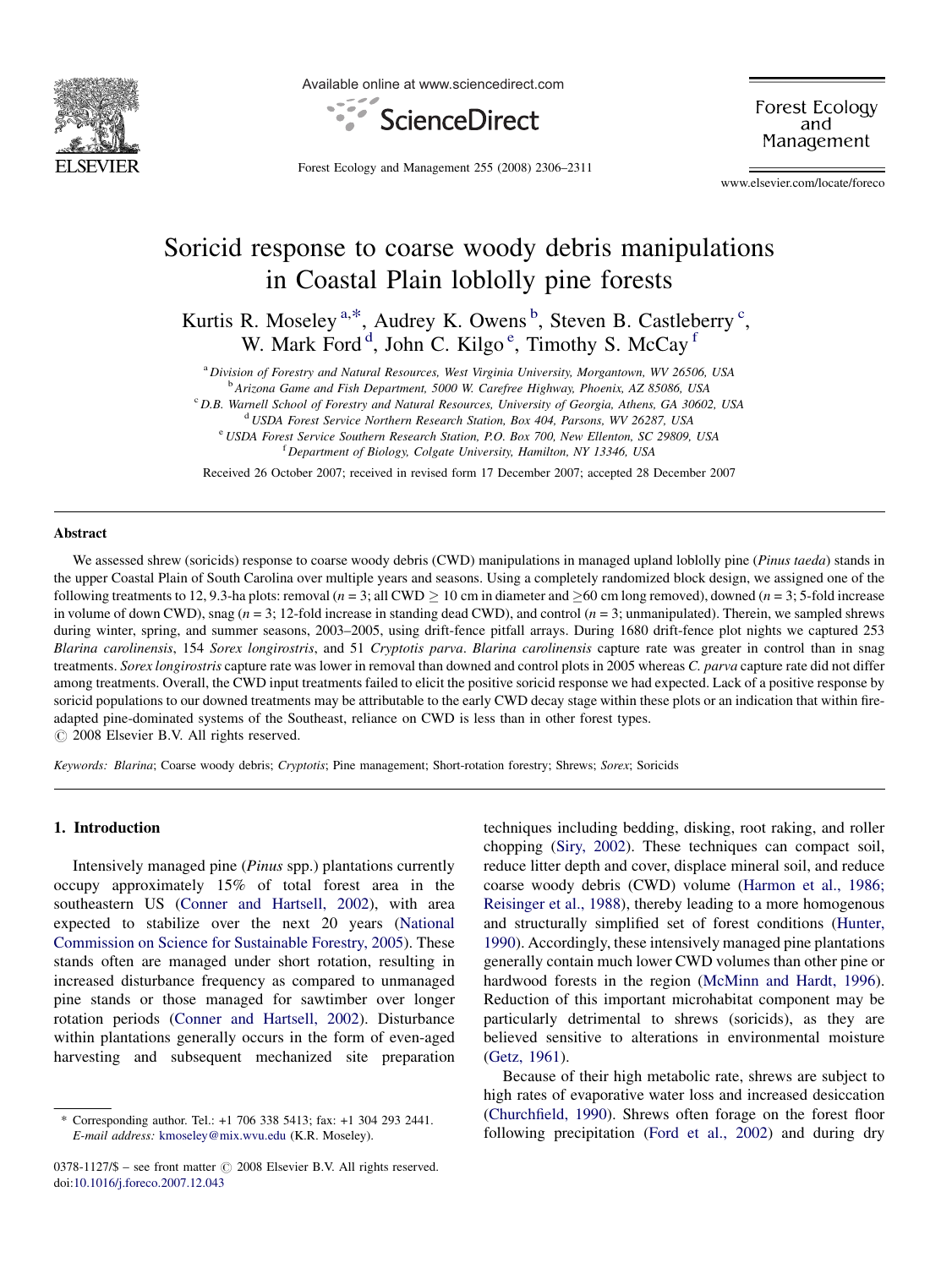# Soricid response to coarse woody debris manipulations in Coastal Plain loblolly pine forests

Kurtis R. Moseley [a,*], Audrey K. Owens [b], Steven B. Castleberry [c], W. Mark Ford [d], John C. Kilgo [e], Timothy S. McCay [f]

[a] Division of Forestry and Natural Resources, West Virginia University, Morgantown, WV 26506, USA
[b] Arizona Game and Fish Department, 5000 W. Carefree Highway, Phoenix, AZ 85086, USA
[c] D.B. Warnell School of Forestry and Natural Resources, University of Georgia, Athens, GA 30602, USA
[d] USDA Forest Service Northern Research Station, Box 404, Parsons, WV 26287, USA
[e] USDA Forest Service Southern Research Station, P.O. Box 700, New Ellenton, SC 29809, USA
[f] Department of Biology, Colgate University, Hamilton, NY 13346, USA

Received 26 October 2007; received in revised form 17 December 2007; accepted 28 December 2007

## Abstract

We assessed shrew (soricids) response to coarse woody debris (CWD) manipulations in managed upland loblolly pine (*Pinus taeda*) stands in the upper Coastal Plain of South Carolina over multiple years and seasons. Using a completely randomized block design, we assigned one of the following treatments to 12, 9.3-ha plots: removal ($n = 3$; all CWD $\geq$ 10 cm in diameter and $\geq$60 cm long removed), downed ($n = 3$; 5-fold increase in volume of down CWD), snag ($n = 3$; 12-fold increase in standing dead CWD), and control ($n = 3$; unmanipulated). Therein, we sampled shrews during winter, spring, and summer seasons, 2003–2005, using drift-fence pitfall arrays. During 1680 drift-fence plot nights we captured 253 *Blarina carolinensis*, 154 *Sorex longirostris*, and 51 *Cryptotis parva*. *Blarina carolinensis* capture rate was greater in control than in snag treatments. *Sorex longirostris* capture rate was lower in removal than downed and control plots in 2005 whereas *C. parva* capture rate did not differ among treatments. Overall, the CWD input treatments failed to elicit the positive soricid response we had expected. Lack of a positive response by soricid populations to our downed treatments may be attributable to the early CWD decay stage within these plots or an indication that within fire-adapted pine-dominated systems of the Southeast, reliance on CWD is less than in other forest types.
© 2008 Elsevier B.V. All rights reserved.

*Keywords:* *Blarina*; Coarse woody debris; *Cryptotis*; Pine management; Short-rotation forestry; Shrews; *Sorex*; Soricids

## 1. Introduction

Intensively managed pine (*Pinus* spp.) plantations currently occupy approximately 15% of total forest area in the southeastern US (Conner and Hartsell, 2002), with area expected to stabilize over the next 20 years (National Commission on Science for Sustainable Forestry, 2005). These stands often are managed under short rotation, resulting in increased disturbance frequency as compared to unmanaged pine stands or those managed for sawtimber over longer rotation periods (Conner and Hartsell, 2002). Disturbance within plantations generally occurs in the form of even-aged harvesting and subsequent mechanized site preparation techniques including bedding, disking, root raking, and roller chopping (Siry, 2002). These techniques can compact soil, reduce litter depth and cover, displace mineral soil, and reduce coarse woody debris (CWD) volume (Harmon et al., 1986; Reisinger et al., 1988), thereby leading to a more homogenous and structurally simplified set of forest conditions (Hunter, 1990). Accordingly, these intensively managed pine plantations generally contain much lower CWD volumes than other pine or hardwood forests in the region (McMinn and Hardt, 1996). Reduction of this important microhabitat component may be particularly detrimental to shrews (soricids), as they are believed sensitive to alterations in environmental moisture (Getz, 1961).

Because of their high metabolic rate, shrews are subject to high rates of evaporative water loss and increased desiccation (Churchfield, 1990). Shrews often forage on the forest floor following precipitation (Ford et al., 2002) and during dry

* Corresponding author. Tel.: +1 706 338 5413; fax: +1 304 293 2441. E-mail address: kmoseley@mix.wvu.edu (K.R. Moseley).

0378-1127/$ – see front matter © 2008 Elsevier B.V. All rights reserved.
doi:10.1016/j.foreco.2007.12.043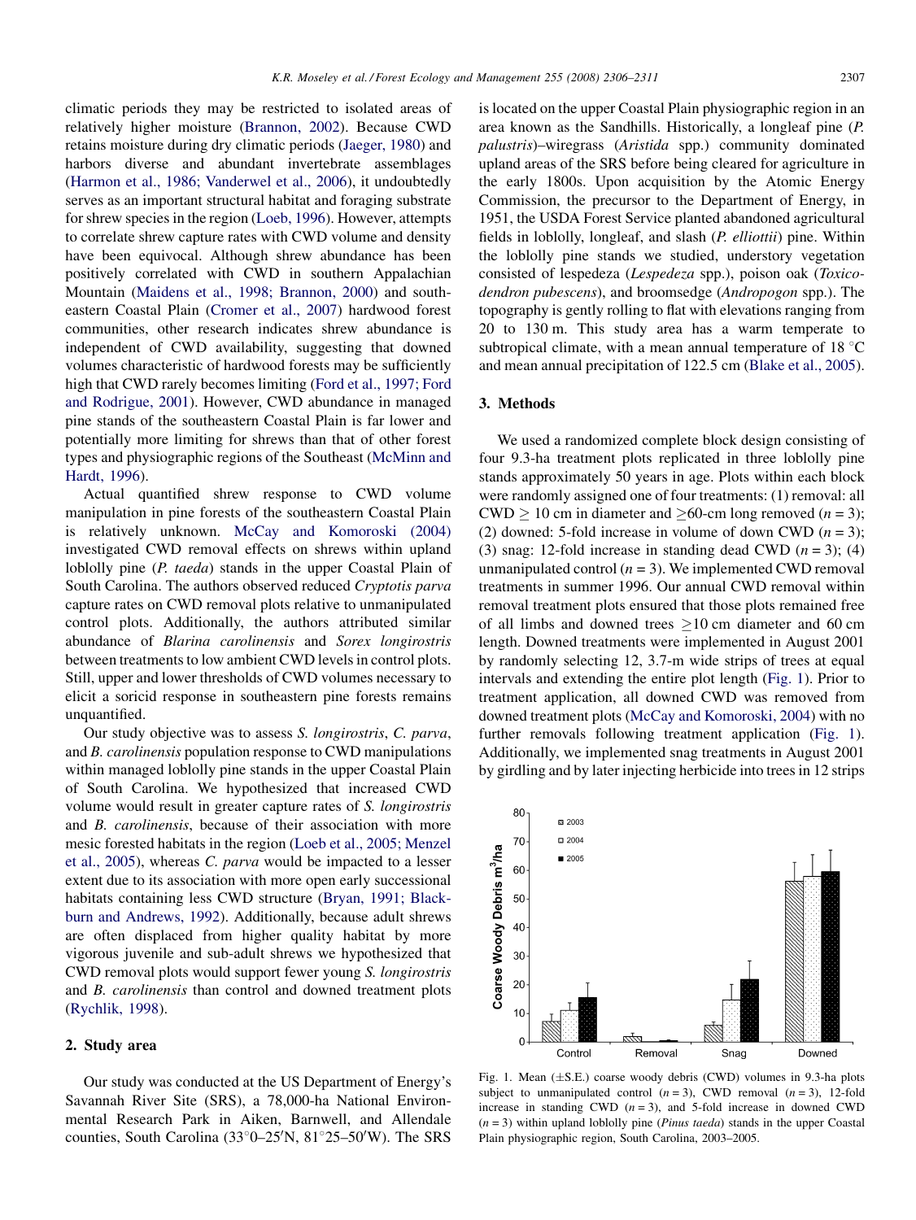climatic periods they may be restricted to isolated areas of relatively higher moisture (Brannon, 2002). Because CWD retains moisture during dry climatic periods (Jaeger, 1980) and harbors diverse and abundant invertebrate assemblages (Harmon et al., 1986; Vanderwel et al., 2006), it undoubtedly serves as an important structural habitat and foraging substrate for shrew species in the region (Loeb, 1996). However, attempts to correlate shrew capture rates with CWD volume and density have been equivocal. Although shrew abundance has been positively correlated with CWD in southern Appalachian Mountain (Maidens et al., 1998; Brannon, 2000) and southeastern Coastal Plain (Cromer et al., 2007) hardwood forest communities, other research indicates shrew abundance is independent of CWD availability, suggesting that downed volumes characteristic of hardwood forests may be sufficiently high that CWD rarely becomes limiting (Ford et al., 1997; Ford and Rodrigue, 2001). However, CWD abundance in managed pine stands of the southeastern Coastal Plain is far lower and potentially more limiting for shrews than that of other forest types and physiographic regions of the Southeast (McMinn and Hardt, 1996).

Actual quantified shrew response to CWD volume manipulation in pine forests of the southeastern Coastal Plain is relatively unknown. McCay and Komoroski (2004) investigated CWD removal effects on shrews within upland loblolly pine (*P. taeda*) stands in the upper Coastal Plain of South Carolina. The authors observed reduced *Cryptotis parva* capture rates on CWD removal plots relative to unmanipulated control plots. Additionally, the authors attributed similar abundance of *Blarina carolinensis* and *Sorex longirostris* between treatments to low ambient CWD levels in control plots. Still, upper and lower thresholds of CWD volumes necessary to elicit a soricid response in southeastern pine forests remains unquantified.

Our study objective was to assess *S. longirostris*, *C. parva*, and *B. carolinensis* population response to CWD manipulations within managed loblolly pine stands in the upper Coastal Plain of South Carolina. We hypothesized that increased CWD volume would result in greater capture rates of *S. longirostris* and *B. carolinensis*, because of their association with more mesic forested habitats in the region (Loeb et al., 2005; Menzel et al., 2005), whereas *C. parva* would be impacted to a lesser extent due to its association with more open early successional habitats containing less CWD structure (Bryan, 1991; Blackburn and Andrews, 1992). Additionally, because adult shrews are often displaced from higher quality habitat by more vigorous juvenile and sub-adult shrews we hypothesized that CWD removal plots would support fewer young *S. longirostris* and *B. carolinensis* than control and downed treatment plots (Rychlik, 1998).

## 2. Study area

Our study was conducted at the US Department of Energy's Savannah River Site (SRS), a 78,000-ha National Environmental Research Park in Aiken, Barnwell, and Allendale counties, South Carolina (33°0–25′N, 81°25–50′W). The SRS is located on the upper Coastal Plain physiographic region in an area known as the Sandhills. Historically, a longleaf pine (*P. palustris*)–wiregrass (*Aristida* spp.) community dominated upland areas of the SRS before being cleared for agriculture in the early 1800s. Upon acquisition by the Atomic Energy Commission, the precursor to the Department of Energy, in 1951, the USDA Forest Service planted abandoned agricultural fields in loblolly, longleaf, and slash (*P. elliottii*) pine. Within the loblolly pine stands we studied, understory vegetation consisted of lespedeza (*Lespedeza* spp.), poison oak (*Toxicodendron pubescens*), and broomsedge (*Andropogon* spp.). The topography is gently rolling to flat with elevations ranging from 20 to 130 m. This study area has a warm temperate to subtropical climate, with a mean annual temperature of 18 °C and mean annual precipitation of 122.5 cm (Blake et al., 2005).

## 3. Methods

We used a randomized complete block design consisting of four 9.3-ha treatment plots replicated in three loblolly pine stands approximately 50 years in age. Plots within each block were randomly assigned one of four treatments: (1) removal: all CWD ≥ 10 cm in diameter and ≥60-cm long removed ($n = 3$); (2) downed: 5-fold increase in volume of down CWD ($n = 3$); (3) snag: 12-fold increase in standing dead CWD ($n = 3$); (4) unmanipulated control ($n = 3$). We implemented CWD removal treatments in summer 1996. Our annual CWD removal within removal treatment plots ensured that those plots remained free of all limbs and downed trees ≥10 cm diameter and 60 cm length. Downed treatments were implemented in August 2001 by randomly selecting 12, 3.7-m wide strips of trees at equal intervals and extending the entire plot length (Fig. 1). Prior to treatment application, all downed CWD was removed from downed treatment plots (McCay and Komoroski, 2004) with no further removals following treatment application (Fig. 1). Additionally, we implemented snag treatments in August 2001 by girdling and by later injecting herbicide into trees in 12 strips

Fig. 1. Mean (±S.E.) coarse woody debris (CWD) volumes in 9.3-ha plots subject to unmanipulated control ($n = 3$), CWD removal ($n = 3$), 12-fold increase in standing CWD ($n = 3$), and 5-fold increase in downed CWD ($n = 3$) within upland loblolly pine (*Pinus taeda*) stands in the upper Coastal Plain physiographic region, South Carolina, 2003–2005.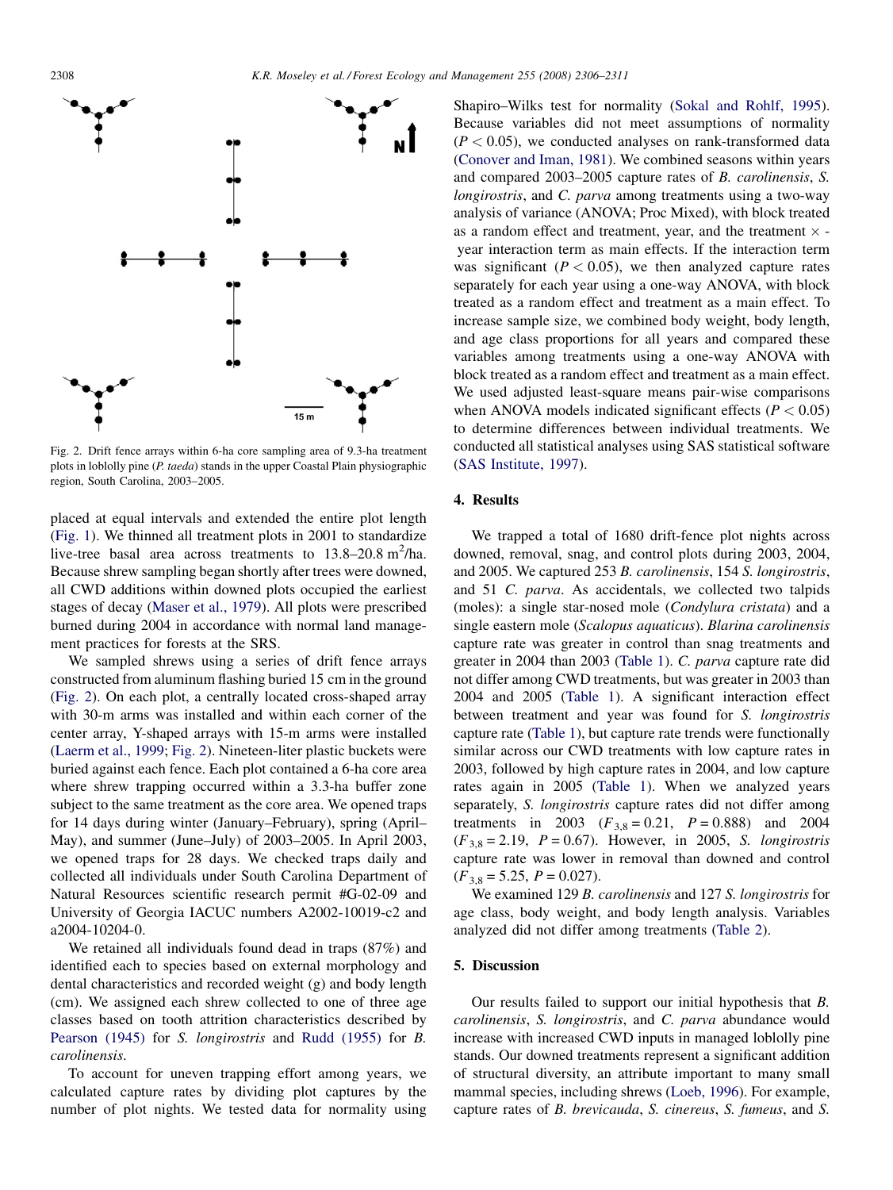Fig. 2. Drift fence arrays within 6-ha core sampling area of 9.3-ha treatment plots in loblolly pine (*P. taeda*) stands in the upper Coastal Plain physiographic region, South Carolina, 2003–2005.

placed at equal intervals and extended the entire plot length (Fig. 1). We thinned all treatment plots in 2001 to standardize live-tree basal area across treatments to 13.8–20.8 $m^2$/ha. Because shrew sampling began shortly after trees were downed, all CWD additions within downed plots occupied the earliest stages of decay (Maser et al., 1979). All plots were prescribed burned during 2004 in accordance with normal land management practices for forests at the SRS.

We sampled shrews using a series of drift fence arrays constructed from aluminum flashing buried 15 cm in the ground (Fig. 2). On each plot, a centrally located cross-shaped array with 30-m arms was installed and within each corner of the center array, Y-shaped arrays with 15-m arms were installed (Laerm et al., 1999; Fig. 2). Nineteen-liter plastic buckets were buried against each fence. Each plot contained a 6-ha core area where shrew trapping occurred within a 3.3-ha buffer zone subject to the same treatment as the core area. We opened traps for 14 days during winter (January–February), spring (April–May), and summer (June–July) of 2003–2005. In April 2003, we opened traps for 28 days. We checked traps daily and collected all individuals under South Carolina Department of Natural Resources scientific research permit #G-02-09 and University of Georgia IACUC numbers A2002-10019-c2 and a2004-10204-0.

We retained all individuals found dead in traps (87%) and identified each to species based on external morphology and dental characteristics and recorded weight (g) and body length (cm). We assigned each shrew collected to one of three age classes based on tooth attrition characteristics described by Pearson (1945) for *S. longirostris* and Rudd (1955) for *B. carolinensis*.

To account for uneven trapping effort among years, we calculated capture rates by dividing plot captures by the number of plot nights. We tested data for normality using Shapiro–Wilks test for normality (Sokal and Rohlf, 1995). Because variables did not meet assumptions of normality ($P < 0.05$), we conducted analyses on rank-transformed data (Conover and Iman, 1981). We combined seasons within years and compared 2003–2005 capture rates of *B. carolinensis*, *S. longirostris*, and *C. parva* among treatments using a two-way analysis of variance (ANOVA; Proc Mixed), with block treated as a random effect and treatment, year, and the treatment × year interaction term as main effects. If the interaction term was significant ($P < 0.05$), we then analyzed capture rates separately for each year using a one-way ANOVA, with block treated as a random effect and treatment as a main effect. To increase sample size, we combined body weight, body length, and age class proportions for all years and compared these variables among treatments using a one-way ANOVA with block treated as a random effect and treatment as a main effect. We used adjusted least-square means pair-wise comparisons when ANOVA models indicated significant effects ($P < 0.05$) to determine differences between individual treatments. We conducted all statistical analyses using SAS statistical software (SAS Institute, 1997).

## 4. Results

We trapped a total of 1680 drift-fence plot nights across downed, removal, snag, and control plots during 2003, 2004, and 2005. We captured 253 *B. carolinensis*, 154 *S. longirostris*, and 51 *C. parva*. As accidentals, we collected two talpids (moles): a single star-nosed mole (*Condylura cristata*) and a single eastern mole (*Scalopus aquaticus*). *Blarina carolinensis* capture rate was greater in control than snag treatments and greater in 2004 than 2003 (Table 1). *C. parva* capture rate did not differ among CWD treatments, but was greater in 2003 than 2004 and 2005 (Table 1). A significant interaction effect between treatment and year was found for *S. longirostris* capture rate (Table 1), but capture rate trends were functionally similar across our CWD treatments with low capture rates in 2003, followed by high capture rates in 2004, and low capture rates again in 2005 (Table 1). When we analyzed years separately, *S. longirostris* capture rates did not differ among treatments in 2003 ($F_{3,8} = 0.21$, $P = 0.888$) and 2004 ($F_{3,8} = 2.19$, $P = 0.67$). However, in 2005, *S. longirostris* capture rate was lower in removal than downed and control ($F_{3,8} = 5.25$, $P = 0.027$).

We examined 129 *B. carolinensis* and 127 *S. longirostris* for age class, body weight, and body length analysis. Variables analyzed did not differ among treatments (Table 2).

## 5. Discussion

Our results failed to support our initial hypothesis that *B. carolinensis*, *S. longirostris*, and *C. parva* abundance would increase with increased CWD inputs in managed loblolly pine stands. Our downed treatments represent a significant addition of structural diversity, an attribute important to many small mammal species, including shrews (Loeb, 1996). For example, capture rates of *B. brevicauda*, *S. cinereus*, *S. fumeus*, and *S.*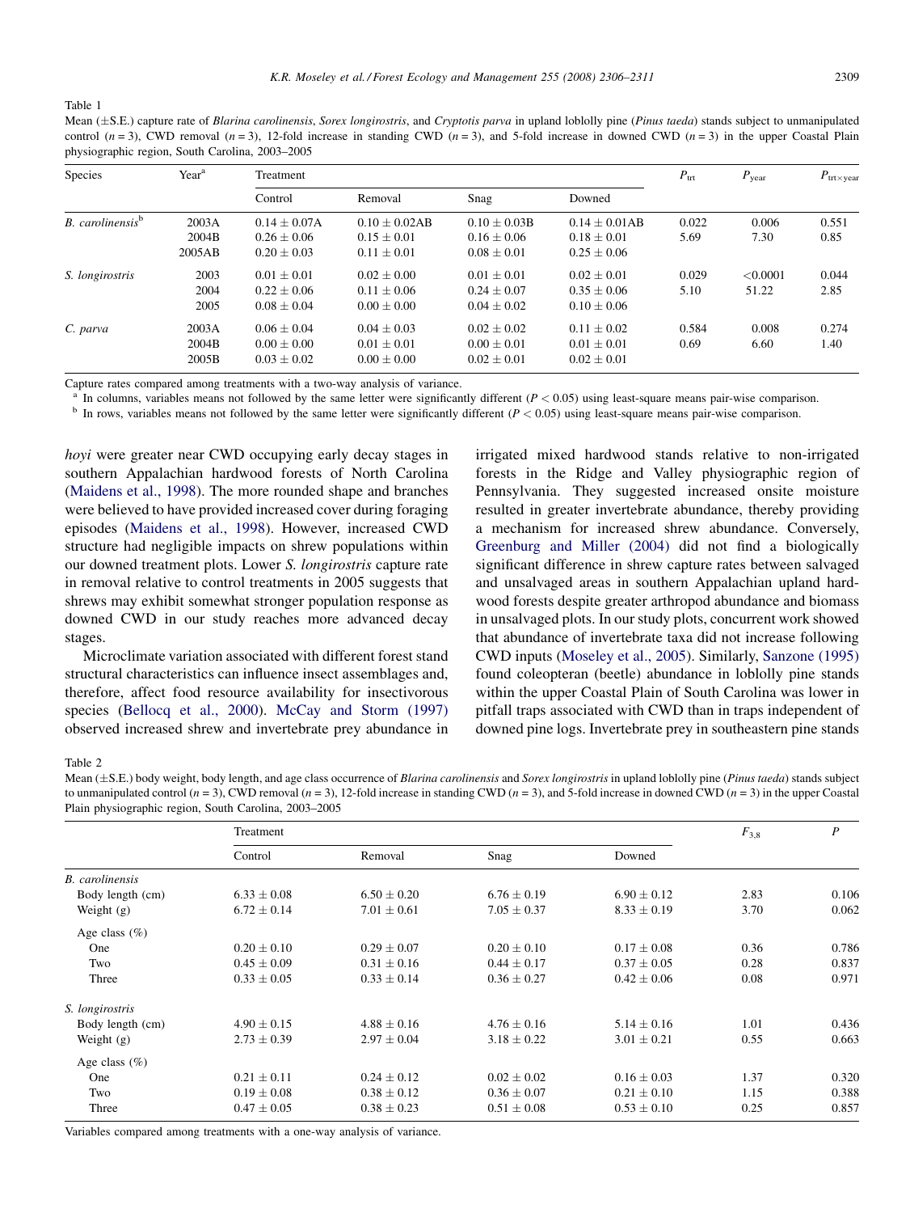Table 1

Mean (±S.E.) capture rate of *Blarina carolinensis*, *Sorex longirostris*, and *Cryptotis parva* in upland loblolly pine (*Pinus taeda*) stands subject to unmanipulated control ($n = 3$), CWD removal ($n = 3$), 12-fold increase in standing CWD ($n = 3$), and 5-fold increase in downed CWD ($n = 3$) in the upper Coastal Plain physiographic region, South Carolina, 2003–2005

| Species | Year[a] | Treatment | | | | $P_{trt}$ | $P_{year}$ | $P_{trt \times year}$ |
|---|---|---|---|---|---|---|---|---|
| | | Control | Removal | Snag | Downed | | | |
| *B. carolinensis*[b] | 2003A | 0.14 ± 0.07A | 0.10 ± 0.02AB | 0.10 ± 0.03B | 0.14 ± 0.01AB | 0.022 | 0.006 | 0.551 |
| | 2004B | 0.26 ± 0.06 | 0.15 ± 0.01 | 0.16 ± 0.06 | 0.18 ± 0.01 | 5.69 | 7.30 | 0.85 |
| | 2005AB | 0.20 ± 0.03 | 0.11 ± 0.01 | 0.08 ± 0.01 | 0.25 ± 0.06 | | | |
| *S. longirostris* | 2003 | 0.01 ± 0.01 | 0.02 ± 0.00 | 0.01 ± 0.01 | 0.02 ± 0.01 | 0.029 | <0.0001 | 0.044 |
| | 2004 | 0.22 ± 0.06 | 0.11 ± 0.06 | 0.24 ± 0.07 | 0.35 ± 0.06 | 5.10 | 51.22 | 2.85 |
| | 2005 | 0.08 ± 0.04 | 0.00 ± 0.00 | 0.04 ± 0.02 | 0.10 ± 0.06 | | | |
| *C. parva* | 2003A | 0.06 ± 0.04 | 0.04 ± 0.03 | 0.02 ± 0.02 | 0.11 ± 0.02 | 0.584 | 0.008 | 0.274 |
| | 2004B | 0.00 ± 0.00 | 0.01 ± 0.01 | 0.00 ± 0.01 | 0.01 ± 0.01 | 0.69 | 6.60 | 1.40 |
| | 2005B | 0.03 ± 0.02 | 0.00 ± 0.00 | 0.02 ± 0.01 | 0.02 ± 0.01 | | | |

Capture rates compared among treatments with a two-way analysis of variance.

[a] In columns, variables means not followed by the same letter were significantly different ($P < 0.05$) using least-square means pair-wise comparison.

[b] In rows, variables means not followed by the same letter were significantly different ($P < 0.05$) using least-square means pair-wise comparison.

*hoyi* were greater near CWD occupying early decay stages in southern Appalachian hardwood forests of North Carolina (Maidens et al., 1998). The more rounded shape and branches were believed to have provided increased cover during foraging episodes (Maidens et al., 1998). However, increased CWD structure had negligible impacts on shrew populations within our downed treatment plots. Lower *S. longirostris* capture rate in removal relative to control treatments in 2005 suggests that shrews may exhibit somewhat stronger population response as downed CWD in our study reaches more advanced decay stages.

Microclimate variation associated with different forest stand structural characteristics can influence insect assemblages and, therefore, affect food resource availability for insectivorous species (Bellocq et al., 2000). McCay and Storm (1997) observed increased shrew and invertebrate prey abundance in irrigated mixed hardwood stands relative to non-irrigated forests in the Ridge and Valley physiographic region of Pennsylvania. They suggested increased onsite moisture resulted in greater invertebrate abundance, thereby providing a mechanism for increased shrew abundance. Conversely, Greenburg and Miller (2004) did not find a biologically significant difference in shrew capture rates between salvaged and unsalvaged areas in southern Appalachian upland hardwood forests despite greater arthropod abundance and biomass in unsalvaged plots. In our study plots, concurrent work showed that abundance of invertebrate taxa did not increase following CWD inputs (Moseley et al., 2005). Similarly, Sanzone (1995) found coleopteran (beetle) abundance in loblolly pine stands within the upper Coastal Plain of South Carolina was lower in pitfall traps associated with CWD than in traps independent of downed pine logs. Invertebrate prey in southeastern pine stands

Table 2

Mean (±S.E.) body weight, body length, and age class occurrence of *Blarina carolinensis* and *Sorex longirostris* in upland loblolly pine (*Pinus taeda*) stands subject to unmanipulated control ($n = 3$), CWD removal ($n = 3$), 12-fold increase in standing CWD ($n = 3$), and 5-fold increase in downed CWD ($n = 3$) in the upper Coastal Plain physiographic region, South Carolina, 2003–2005

| | Treatment | | | | $F_{3,8}$ | $P$ |
|---|---|---|---|---|---|---|
| | Control | Removal | Snag | Downed | | |
| *B. carolinensis* | | | | | | |
| Body length (cm) | 6.33 ± 0.08 | 6.50 ± 0.20 | 6.76 ± 0.19 | 6.90 ± 0.12 | 2.83 | 0.106 |
| Weight (g) | 6.72 ± 0.14 | 7.01 ± 0.61 | 7.05 ± 0.37 | 8.33 ± 0.19 | 3.70 | 0.062 |
| Age class (%) | | | | | | |
| One | 0.20 ± 0.10 | 0.29 ± 0.07 | 0.20 ± 0.10 | 0.17 ± 0.08 | 0.36 | 0.786 |
| Two | 0.45 ± 0.09 | 0.31 ± 0.16 | 0.44 ± 0.17 | 0.37 ± 0.05 | 0.28 | 0.837 |
| Three | 0.33 ± 0.05 | 0.33 ± 0.14 | 0.36 ± 0.27 | 0.42 ± 0.06 | 0.08 | 0.971 |
| *S. longirostris* | | | | | | |
| Body length (cm) | 4.90 ± 0.15 | 4.88 ± 0.16 | 4.76 ± 0.16 | 5.14 ± 0.16 | 1.01 | 0.436 |
| Weight (g) | 2.73 ± 0.39 | 2.97 ± 0.04 | 3.18 ± 0.22 | 3.01 ± 0.21 | 0.55 | 0.663 |
| Age class (%) | | | | | | |
| One | 0.21 ± 0.11 | 0.24 ± 0.12 | 0.02 ± 0.02 | 0.16 ± 0.03 | 1.37 | 0.320 |
| Two | 0.19 ± 0.08 | 0.38 ± 0.12 | 0.36 ± 0.07 | 0.21 ± 0.10 | 1.15 | 0.388 |
| Three | 0.47 ± 0.05 | 0.38 ± 0.23 | 0.51 ± 0.08 | 0.53 ± 0.10 | 0.25 | 0.857 |

Variables compared among treatments with a one-way analysis of variance.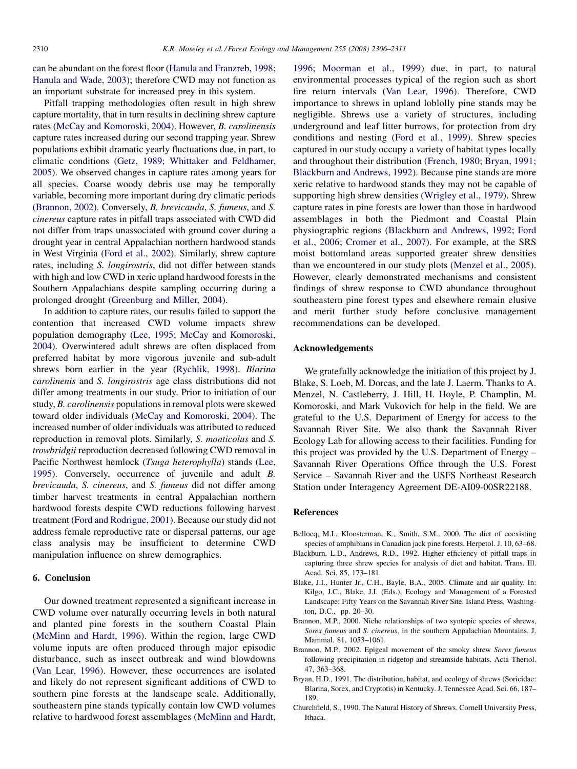can be abundant on the forest floor (Hanula and Franzreb, 1998; Hanula and Wade, 2003); therefore CWD may not function as an important substrate for increased prey in this system.

Pitfall trapping methodologies often result in high shrew capture mortality, that in turn results in declining shrew capture rates (McCay and Komoroski, 2004). However, *B. carolinensis* capture rates increased during our second trapping year. Shrew populations exhibit dramatic yearly fluctuations due, in part, to climatic conditions (Getz, 1989; Whittaker and Feldhamer, 2005). We observed changes in capture rates among years for all species. Coarse woody debris use may be temporally variable, becoming more important during dry climatic periods (Brannon, 2002). Conversely, *B. brevicauda*, *S. fumeus*, and *S. cinereus* capture rates in pitfall traps associated with CWD did not differ from traps unassociated with ground cover during a drought year in central Appalachian northern hardwood stands in West Virginia (Ford et al., 2002). Similarly, shrew capture rates, including *S. longirostris*, did not differ between stands with high and low CWD in xeric upland hardwood forests in the Southern Appalachians despite sampling occurring during a prolonged drought (Greenburg and Miller, 2004).

In addition to capture rates, our results failed to support the contention that increased CWD volume impacts shrew population demography (Lee, 1995; McCay and Komoroski, 2004). Overwintered adult shrews are often displaced from preferred habitat by more vigorous juvenile and sub-adult shrews born earlier in the year (Rychlik, 1998). *Blarina carolinensis* and *S. longirostris* age class distributions did not differ among treatments in our study. Prior to initiation of our study, *B. carolinensis* populations in removal plots were skewed toward older individuals (McCay and Komoroski, 2004). The increased number of older individuals was attributed to reduced reproduction in removal plots. Similarly, *S. monticolus* and *S. trowbridgii* reproduction decreased following CWD removal in Pacific Northwest hemlock (*Tsuga heterophylla*) stands (Lee, 1995). Conversely, occurrence of juvenile and adult *B. brevicauda*, *S. cinereus*, and *S. fumeus* did not differ among timber harvest treatments in central Appalachian northern hardwood forests despite CWD reductions following harvest treatment (Ford and Rodrigue, 2001). Because our study did not address female reproductive rate or dispersal patterns, our age class analysis may be insufficient to determine CWD manipulation influence on shrew demographics.

## 6. Conclusion

Our downed treatment represented a significant increase in CWD volume over naturally occurring levels in both natural and planted pine forests in the southern Coastal Plain (McMinn and Hardt, 1996). Within the region, large CWD volume inputs are often produced through major episodic disturbance, such as insect outbreak and wind blowdowns (Van Lear, 1996). However, these occurrences are isolated and likely do not represent significant additions of CWD to southern pine forests at the landscape scale. Additionally, southeastern pine stands typically contain low CWD volumes relative to hardwood forest assemblages (McMinn and Hardt, 1996; Moorman et al., 1999) due, in part, to natural environmental processes typical of the region such as short fire return intervals (Van Lear, 1996). Therefore, CWD importance to shrews in upland loblolly pine stands may be negligible. Shrews use a variety of structures, including underground and leaf litter burrows, for protection from dry conditions and nesting (Ford et al., 1999). Shrew species captured in our study occupy a variety of habitat types locally and throughout their distribution (French, 1980; Bryan, 1991; Blackburn and Andrews, 1992). Because pine stands are more xeric relative to hardwood stands they may not be capable of supporting high shrew densities (Wrigley et al., 1979). Shrew capture rates in pine forests are lower than those in hardwood assemblages in both the Piedmont and Coastal Plain physiographic regions (Blackburn and Andrews, 1992; Ford et al., 2006; Cromer et al., 2007). For example, at the SRS moist bottomland areas supported greater shrew densities than we encountered in our study plots (Menzel et al., 2005). However, clearly demonstrated mechanisms and consistent findings of shrew response to CWD abundance throughout southeastern pine forest types and elsewhere remain elusive and merit further study before conclusive management recommendations can be developed.

## Acknowledgements

We gratefully acknowledge the initiation of this project by J. Blake, S. Loeb, M. Dorcas, and the late J. Laerm. Thanks to A. Menzel, N. Castleberry, J. Hill, H. Hoyle, P. Champlin, M. Komoroski, and Mark Vukovich for help in the field. We are grateful to the U.S. Department of Energy for access to the Savannah River Site. We also thank the Savannah River Ecology Lab for allowing access to their facilities. Funding for this project was provided by the U.S. Department of Energy – Savannah River Operations Office through the U.S. Forest Service – Savannah River and the USFS Northeast Research Station under Interagency Agreement DE-AI09-00SR22188.

## References

Bellocq, M.I., Kloosterman, K., Smith, S.M., 2000. The diet of coexisting species of amphibians in Canadian jack pine forests. Herpetol. J. 10, 63–68.

Blackburn, L.D., Andrews, R.D., 1992. Higher efficiency of pitfall traps in capturing three shrew species for analysis of diet and habitat. Trans. Ill. Acad. Sci. 85, 173–181.

Blake, J.I., Hunter Jr., C.H., Bayle, B.A., 2005. Climate and air quality. In: Kilgo, J.C., Blake, J.I. (Eds.), Ecology and Management of a Forested Landscape: Fifty Years on the Savannah River Site. Island Press, Washington, D.C., pp. 20–30.

Brannon, M.P., 2000. Niche relationships of two syntopic species of shrews, *Sorex fumeus* and *S. cinereus*, in the southern Appalachian Mountains. J. Mammal. 81, 1053–1061.

Brannon, M.P., 2002. Epigeal movement of the smoky shrew *Sorex fumeus* following precipitation in ridgetop and streamside habitats. Acta Theriol. 47, 363–368.

Bryan, H.D., 1991. The distribution, habitat, and ecology of shrews (Soricidae: Blarina, Sorex, and Cryptotis) in Kentucky. J. Tennessee Acad. Sci. 66, 187–189.

Churchfield, S., 1990. The Natural History of Shrews. Cornell University Press, Ithaca.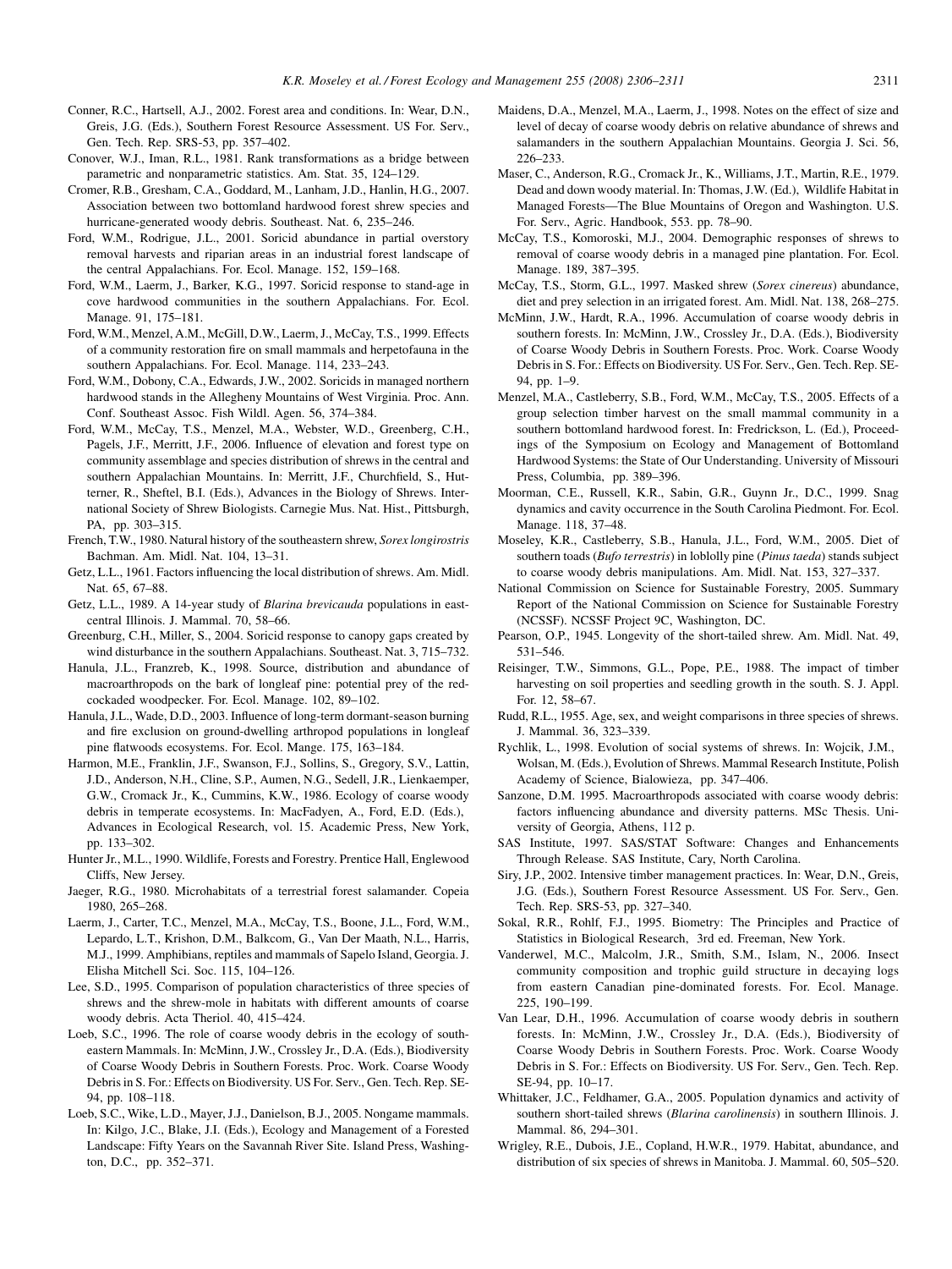Conner, R.C., Hartsell, A.J., 2002. Forest area and conditions. In: Wear, D.N., Greis, J.G. (Eds.), Southern Forest Resource Assessment. US For. Serv., Gen. Tech. Rep. SRS-53, pp. 357–402.

Conover, W.J., Iman, R.L., 1981. Rank transformations as a bridge between parametric and nonparametric statistics. Am. Stat. 35, 124–129.

Cromer, R.B., Gresham, C.A., Goddard, M., Lanham, J.D., Hanlin, H.G., 2007. Association between two bottomland hardwood forest shrew species and hurricane-generated woody debris. Southeast. Nat. 6, 235–246.

Ford, W.M., Rodrigue, J.L., 2001. Soricid abundance in partial overstory removal harvests and riparian areas in an industrial forest landscape of the central Appalachians. For. Ecol. Manage. 152, 159–168.

Ford, W.M., Laerm, J., Barker, K.G., 1997. Soricid response to stand-age in cove hardwood communities in the southern Appalachians. For. Ecol. Manage. 91, 175–181.

Ford, W.M., Menzel, A.M., McGill, D.W., Laerm, J., McCay, T.S., 1999. Effects of a community restoration fire on small mammals and herpetofauna in the southern Appalachians. For. Ecol. Manage. 114, 233–243.

Ford, W.M., Dobony, C.A., Edwards, J.W., 2002. Soricids in managed northern hardwood stands in the Allegheny Mountains of West Virginia. Proc. Ann. Conf. Southeast Assoc. Fish Wildl. Agen. 56, 374–384.

Ford, W.M., McCay, T.S., Menzel, M.A., Webster, W.D., Greenberg, C.H., Pagels, J.F., Merritt, J.F., 2006. Influence of elevation and forest type on community assemblage and species distribution of shrews in the central and southern Appalachian Mountains. In: Merritt, J.F., Churchfield, S., Hutterner, R., Sheftel, B.I. (Eds.), Advances in the Biology of Shrews. International Society of Shrew Biologists. Carnegie Mus. Nat. Hist., Pittsburgh, PA, pp. 303–315.

French, T.W., 1980. Natural history of the southeastern shrew, *Sorex longirostris* Bachman. Am. Midl. Nat. 104, 13–31.

Getz, L.L., 1961. Factors influencing the local distribution of shrews. Am. Midl. Nat. 65, 67–88.

Getz, L.L., 1989. A 14-year study of *Blarina brevicauda* populations in east-central Illinois. J. Mammal. 70, 58–66.

Greenburg, C.H., Miller, S., 2004. Soricid response to canopy gaps created by wind disturbance in the southern Appalachians. Southeast. Nat. 3, 715–732.

Hanula, J.L., Franzreb, K., 1998. Source, distribution and abundance of macroarthropods on the bark of longleaf pine: potential prey of the red-cockaded woodpecker. For. Ecol. Manage. 102, 89–102.

Hanula, J.L., Wade, D.D., 2003. Influence of long-term dormant-season burning and fire exclusion on ground-dwelling arthropod populations in longleaf pine flatwoods ecosystems. For. Ecol. Mange. 175, 163–184.

Harmon, M.E., Franklin, J.F., Swanson, F.J., Sollins, S., Gregory, S.V., Lattin, J.D., Anderson, N.H., Cline, S.P., Aumen, N.G., Sedell, J.R., Lienkaemper, G.W., Cromack Jr., K., Cummins, K.W., 1986. Ecology of coarse woody debris in temperate ecosystems. In: MacFadyen, A., Ford, E.D. (Eds.), Advances in Ecological Research, vol. 15. Academic Press, New York, pp. 133–302.

Hunter Jr., M.L., 1990. Wildlife, Forests and Forestry. Prentice Hall, Englewood Cliffs, New Jersey.

Jaeger, R.G., 1980. Microhabitats of a terrestrial forest salamander. Copeia 1980, 265–268.

Laerm, J., Carter, T.C., Menzel, M.A., McCay, T.S., Boone, J.L., Ford, W.M., Lepardo, L.T., Krishon, D.M., Balkcom, G., Van Der Maath, N.L., Harris, M.J., 1999. Amphibians, reptiles and mammals of Sapelo Island, Georgia. J. Elisha Mitchell Sci. Soc. 115, 104–126.

Lee, S.D., 1995. Comparison of population characteristics of three species of shrews and the shrew-mole in habitats with different amounts of coarse woody debris. Acta Theriol. 40, 415–424.

Loeb, S.C., 1996. The role of coarse woody debris in the ecology of southeastern Mammals. In: McMinn, J.W., Crossley Jr., D.A. (Eds.), Biodiversity of Coarse Woody Debris in Southern Forests. Proc. Work. Coarse Woody Debris in S. For.: Effects on Biodiversity. US For. Serv., Gen. Tech. Rep. SE-94, pp. 108–118.

Loeb, S.C., Wike, L.D., Mayer, J.J., Danielson, B.J., 2005. Nongame mammals. In: Kilgo, J.C., Blake, J.I. (Eds.), Ecology and Management of a Forested Landscape: Fifty Years on the Savannah River Site. Island Press, Washington, D.C., pp. 352–371.

Maidens, D.A., Menzel, M.A., Laerm, J., 1998. Notes on the effect of size and level of decay of coarse woody debris on relative abundance of shrews and salamanders in the southern Appalachian Mountains. Georgia J. Sci. 56, 226–233.

Maser, C., Anderson, R.G., Cromack Jr., K., Williams, J.T., Martin, R.E., 1979. Dead and down woody material. In: Thomas, J.W. (Ed.), Wildlife Habitat in Managed Forests—The Blue Mountains of Oregon and Washington. U.S. For. Serv., Agric. Handbook, 553. pp. 78–90.

McCay, T.S., Komoroski, M.J., 2004. Demographic responses of shrews to removal of coarse woody debris in a managed pine plantation. For. Ecol. Manage. 189, 387–395.

McCay, T.S., Storm, G.L., 1997. Masked shrew (*Sorex cinereus*) abundance, diet and prey selection in an irrigated forest. Am. Midl. Nat. 138, 268–275.

McMinn, J.W., Hardt, R.A., 1996. Accumulation of coarse woody debris in southern forests. In: McMinn, J.W., Crossley Jr., D.A. (Eds.), Biodiversity of Coarse Woody Debris in Southern Forests. Proc. Work. Coarse Woody Debris in S. For.: Effects on Biodiversity. US For. Serv., Gen. Tech. Rep. SE-94, pp. 1–9.

Menzel, M.A., Castleberry, S.B., Ford, W.M., McCay, T.S., 2005. Effects of a group selection timber harvest on the small mammal community in a southern bottomland hardwood forest. In: Fredrickson, L. (Ed.), Proceedings of the Symposium on Ecology and Management of Bottomland Hardwood Systems: the State of Our Understanding. University of Missouri Press, Columbia, pp. 389–396.

Moorman, C.E., Russell, K.R., Sabin, G.R., Guynn Jr., D.C., 1999. Snag dynamics and cavity occurrence in the South Carolina Piedmont. For. Ecol. Manage. 118, 37–48.

Moseley, K.R., Castleberry, S.B., Hanula, J.L., Ford, W.M., 2005. Diet of southern toads (*Bufo terrestris*) in loblolly pine (*Pinus taeda*) stands subject to coarse woody debris manipulations. Am. Midl. Nat. 153, 327–337.

National Commission on Science for Sustainable Forestry, 2005. Summary Report of the National Commission on Science for Sustainable Forestry (NCSSF). NCSSF Project 9C, Washington, DC.

Pearson, O.P., 1945. Longevity of the short-tailed shrew. Am. Midl. Nat. 49, 531–546.

Reisinger, T.W., Simmons, G.L., Pope, P.E., 1988. The impact of timber harvesting on soil properties and seedling growth in the south. S. J. Appl. For. 12, 58–67.

Rudd, R.L., 1955. Age, sex, and weight comparisons in three species of shrews. J. Mammal. 36, 323–339.

Rychlik, L., 1998. Evolution of social systems of shrews. In: Wojcik, J.M., Wolsan, M. (Eds.), Evolution of Shrews. Mammal Research Institute, Polish Academy of Science, Bialowieza, pp. 347–406.

Sanzone, D.M. 1995. Macroarthropods associated with coarse woody debris: factors influencing abundance and diversity patterns. MSc Thesis. University of Georgia, Athens, 112 p.

SAS Institute, 1997. SAS/STAT Software: Changes and Enhancements Through Release. SAS Institute, Cary, North Carolina.

Siry, J.P., 2002. Intensive timber management practices. In: Wear, D.N., Greis, J.G. (Eds.), Southern Forest Resource Assessment. US For. Serv., Gen. Tech. Rep. SRS-53, pp. 327–340.

Sokal, R.R., Rohlf, F.J., 1995. Biometry: The Principles and Practice of Statistics in Biological Research, 3rd ed. Freeman, New York.

Vanderwel, M.C., Malcolm, J.R., Smith, S.M., Islam, N., 2006. Insect community composition and trophic guild structure in decaying logs from eastern Canadian pine-dominated forests. For. Ecol. Manage. 225, 190–199.

Van Lear, D.H., 1996. Accumulation of coarse woody debris in southern forests. In: McMinn, J.W., Crossley Jr., D.A. (Eds.), Biodiversity of Coarse Woody Debris in Southern Forests. Proc. Work. Coarse Woody Debris in S. For.: Effects on Biodiversity. US For. Serv., Gen. Tech. Rep. SE-94, pp. 10–17.

Whittaker, J.C., Feldhamer, G.A., 2005. Population dynamics and activity of southern short-tailed shrews (*Blarina carolinensis*) in southern Illinois. J. Mammal. 86, 294–301.

Wrigley, R.E., Dubois, J.E., Copland, H.W.R., 1979. Habitat, abundance, and distribution of six species of shrews in Manitoba. J. Mammal. 60, 505–520.